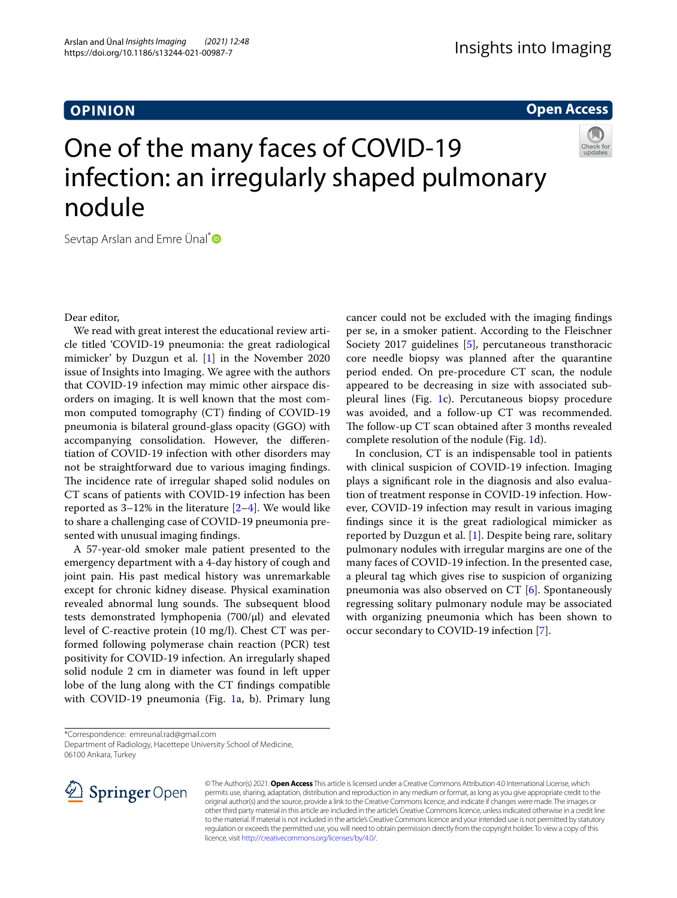**OPINION**

**Open Access**

# One of the many faces of COVID-19 infection: an irregularly shaped pulmonary nodule

Sevtap Arslan and Emre Ünal*

Dear editor,

We read with great interest the educational review article titled 'COVID-19 pneumonia: the great radiological mimicker' by Duzgun et al. [1] in the November 2020 issue of Insights into Imaging. We agree with the authors that COVID-19 infection may mimic other airspace disorders on imaging. It is well known that the most common computed tomography (CT) finding of COVID-19 pneumonia is bilateral ground-glass opacity (GGO) with accompanying consolidation. However, the differentiation of COVID-19 infection with other disorders may not be straightforward due to various imaging findings. The incidence rate of irregular shaped solid nodules on CT scans of patients with COVID-19 infection has been reported as 3–12% in the literature [2–4]. We would like to share a challenging case of COVID-19 pneumonia presented with unusual imaging findings.

A 57-year-old smoker male patient presented to the emergency department with a 4-day history of cough and joint pain. His past medical history was unremarkable except for chronic kidney disease. Physical examination revealed abnormal lung sounds. The subsequent blood tests demonstrated lymphopenia (700/μl) and elevated level of C-reactive protein (10 mg/l). Chest CT was performed following polymerase chain reaction (PCR) test positivity for COVID-19 infection. An irregularly shaped solid nodule 2 cm in diameter was found in left upper lobe of the lung along with the CT findings compatible with COVID-19 pneumonia (Fig. 1a, b). Primary lung cancer could not be excluded with the imaging findings per se, in a smoker patient. According to the Fleischner Society 2017 guidelines [5], percutaneous transthoracic core needle biopsy was planned after the quarantine period ended. On pre-procedure CT scan, the nodule appeared to be decreasing in size with associated subpleural lines (Fig. 1c). Percutaneous biopsy procedure was avoided, and a follow-up CT was recommended. The follow-up CT scan obtained after 3 months revealed complete resolution of the nodule (Fig. 1d).

In conclusion, CT is an indispensable tool in patients with clinical suspicion of COVID-19 infection. Imaging plays a significant role in the diagnosis and also evaluation of treatment response in COVID-19 infection. However, COVID-19 infection may result in various imaging findings since it is the great radiological mimicker as reported by Duzgun et al. [1]. Despite being rare, solitary pulmonary nodules with irregular margins are one of the many faces of COVID-19 infection. In the presented case, a pleural tag which gives rise to suspicion of organizing pneumonia was also observed on CT [6]. Spontaneously regressing solitary pulmonary nodule may be associated with organizing pneumonia which has been shown to occur secondary to COVID-19 infection [7].

*Correspondence: emreunal.rad@gmail.com
Department of Radiology, Hacettepe University School of Medicine, 06100 Ankara, Turkey

© The Author(s) 2021. **Open Access** This article is licensed under a Creative Commons Attribution 4.0 International License, which permits use, sharing, adaptation, distribution and reproduction in any medium or format, as long as you give appropriate credit to the original author(s) and the source, provide a link to the Creative Commons licence, and indicate if changes were made. The images or other third party material in this article are included in the article's Creative Commons licence, unless indicated otherwise in a credit line to the material. If material is not included in the article's Creative Commons licence and your intended use is not permitted by statutory regulation or exceeds the permitted use, you will need to obtain permission directly from the copyright holder. To view a copy of this licence, visit http://creativecommons.org/licenses/by/4.0/.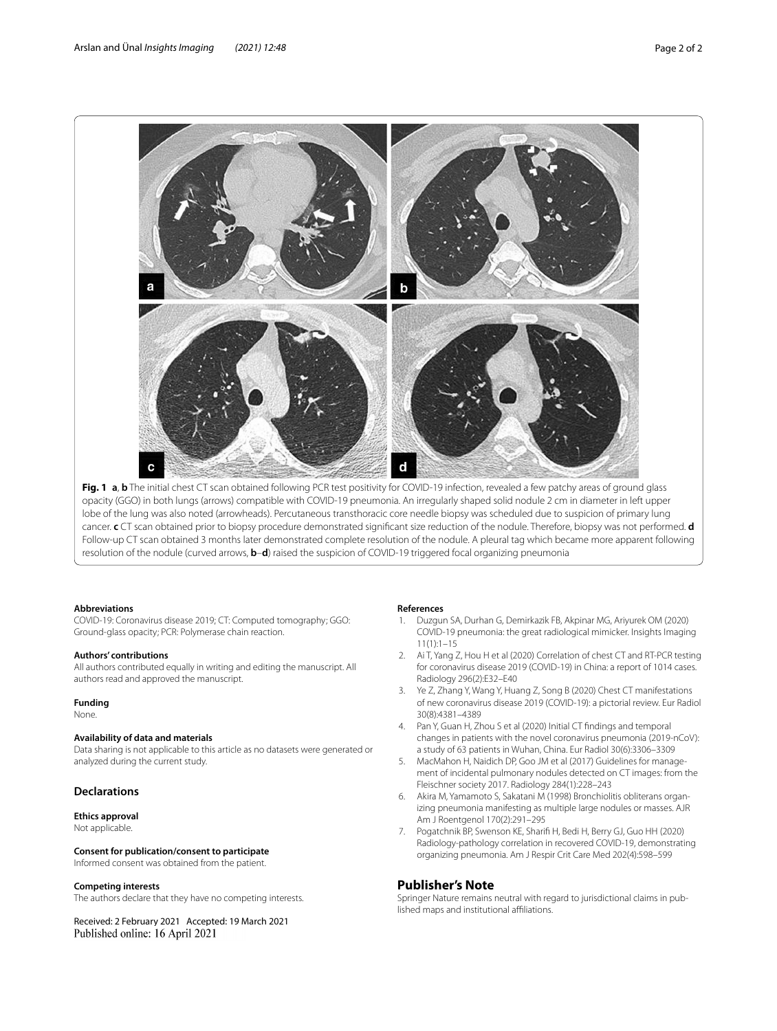**Fig. 1** **a**, **b** The initial chest CT scan obtained following PCR test positivity for COVID-19 infection, revealed a few patchy areas of ground glass opacity (GGO) in both lungs (arrows) compatible with COVID-19 pneumonia. An irregularly shaped solid nodule 2 cm in diameter in left upper lobe of the lung was also noted (arrowheads). Percutaneous transthoracic core needle biopsy was scheduled due to suspicion of primary lung cancer. **c** CT scan obtained prior to biopsy procedure demonstrated significant size reduction of the nodule. Therefore, biopsy was not performed. **d** Follow-up CT scan obtained 3 months later demonstrated complete resolution of the nodule. A pleural tag which became more apparent following resolution of the nodule (curved arrows, **b**–**d**) raised the suspicion of COVID-19 triggered focal organizing pneumonia

#### Abbreviations
COVID-19: Coronavirus disease 2019; CT: Computed tomography; GGO: Ground-glass opacity; PCR: Polymerase chain reaction.

#### Authors' contributions
All authors contributed equally in writing and editing the manuscript. All authors read and approved the manuscript.

#### Funding
None.

#### Availability of data and materials
Data sharing is not applicable to this article as no datasets were generated or analyzed during the current study.

### Declarations

#### Ethics approval
Not applicable.

#### Consent for publication/consent to participate
Informed consent was obtained from the patient.

#### Competing interests
The authors declare that they have no competing interests.

Received: 2 February 2021 Accepted: 19 March 2021
Published online: 16 April 2021

#### References
1. Duzgun SA, Durhan G, Demirkazik FB, Akpinar MG, Ariyurek OM (2020) COVID-19 pneumonia: the great radiological mimicker. Insights Imaging 11(1):1–15
2. Ai T, Yang Z, Hou H et al (2020) Correlation of chest CT and RT-PCR testing for coronavirus disease 2019 (COVID-19) in China: a report of 1014 cases. Radiology 296(2):E32–E40
3. Ye Z, Zhang Y, Wang Y, Huang Z, Song B (2020) Chest CT manifestations of new coronavirus disease 2019 (COVID-19): a pictorial review. Eur Radiol 30(8):4381–4389
4. Pan Y, Guan H, Zhou S et al (2020) Initial CT findings and temporal changes in patients with the novel coronavirus pneumonia (2019-nCoV): a study of 63 patients in Wuhan, China. Eur Radiol 30(6):3306–3309
5. MacMahon H, Naidich DP, Goo JM et al (2017) Guidelines for management of incidental pulmonary nodules detected on CT images: from the Fleischner society 2017. Radiology 284(1):228–243
6. Akira M, Yamamoto S, Sakatani M (1998) Bronchiolitis obliterans organizing pneumonia manifesting as multiple large nodules or masses. AJR Am J Roentgenol 170(2):291–295
7. Pogatchnik BP, Swenson KE, Sharifi H, Bedi H, Berry GJ, Guo HH (2020) Radiology-pathology correlation in recovered COVID-19, demonstrating organizing pneumonia. Am J Respir Crit Care Med 202(4):598–599

## Publisher's Note
Springer Nature remains neutral with regard to jurisdictional claims in published maps and institutional affiliations.